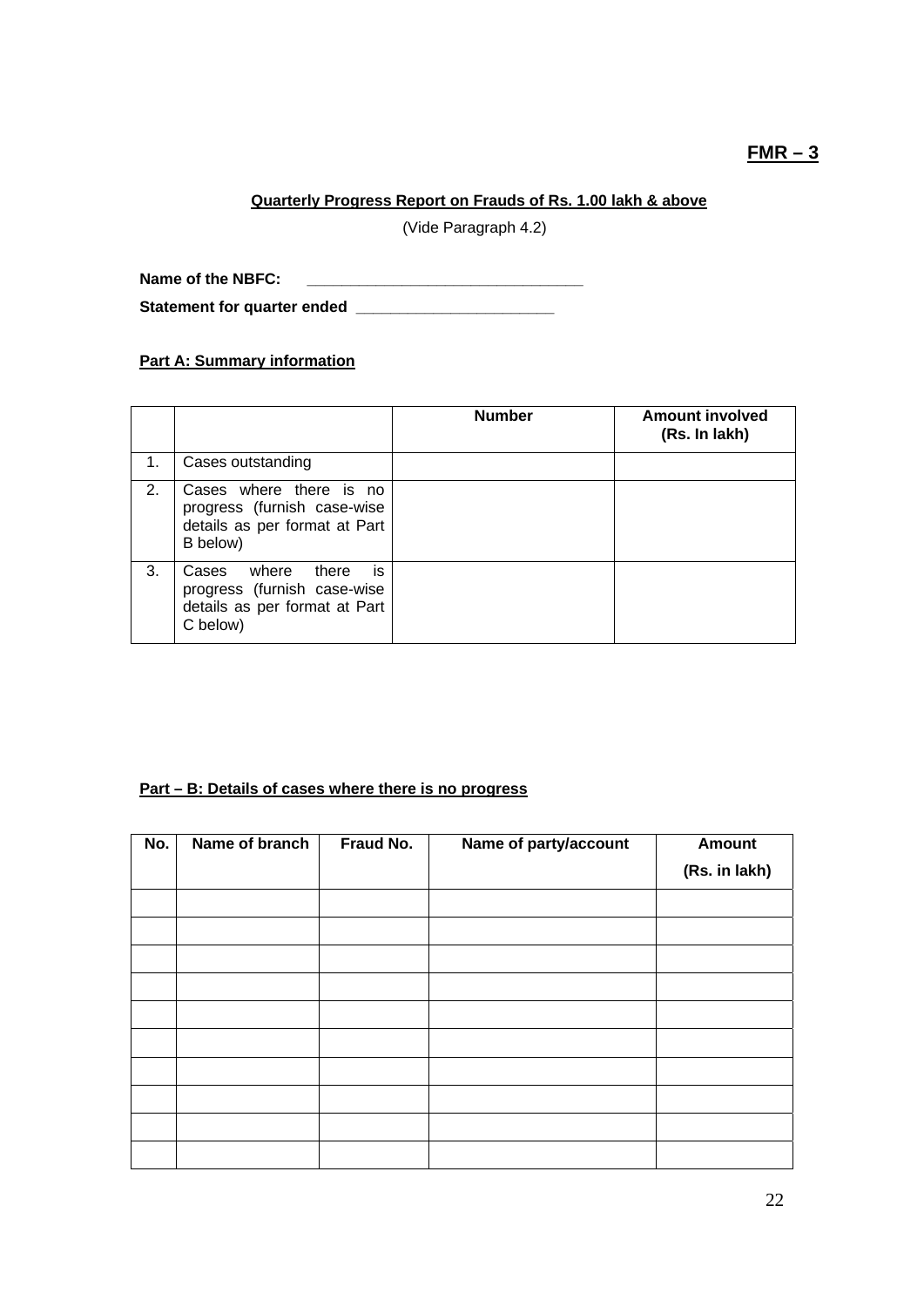**FMR – 3**

**Quarterly Progress Report on Frauds of Rs. 1.00 lakh & above**

(Vide Paragraph 4.2)

**Name of the NBFC:** ______________________________

**Statement for quarter ended** ______________________

**Part A: Summary information**

| | | Number | Amount involved (Rs. In lakh) |
|---|---|---|---|
| 1. | Cases outstanding | | |
| 2. | Cases where there is no progress (furnish case-wise details as per format at Part B below) | | |
| 3. | Cases where there is progress (furnish case-wise details as per format at Part C below) | | |

**Part – B: Details of cases where there is no progress**

| No. | Name of branch | Fraud No. | Name of party/account | Amount (Rs. in lakh) |
|---|---|---|---|---|
| | | | | |
| | | | | |
| | | | | |
| | | | | |
| | | | | |
| | | | | |
| | | | | |
| | | | | |
| | | | | |
| | | | | |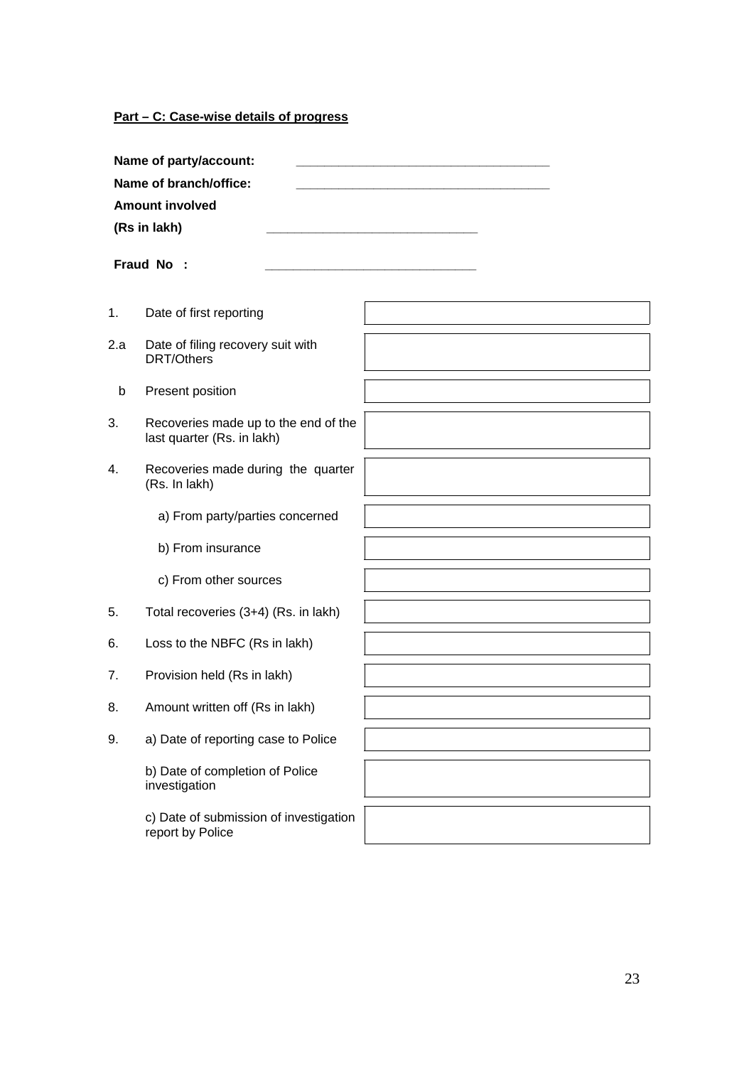**Part – C: Case-wise details of progress**

**Name of party/account:** ______________________________

**Name of branch/office:** ______________________________

**Amount involved**

**(Rs in lakh)** ______________________________

**Fraud No :** ______________________________

| | | |
|---|---|---|
| 1. | Date of first reporting | |
| 2.a | Date of filing recovery suit with DRT/Others | |
| b | Present position | |
| 3. | Recoveries made up to the end of the last quarter (Rs. in lakh) | |
| 4. | Recoveries made during the quarter (Rs. In lakh) | |
| | a) From party/parties concerned | |
| | b) From insurance | |
| | c) From other sources | |
| 5. | Total recoveries (3+4) (Rs. in lakh) | |
| 6. | Loss to the NBFC (Rs in lakh) | |
| 7. | Provision held (Rs in lakh) | |
| 8. | Amount written off (Rs in lakh) | |
| 9. | a) Date of reporting case to Police | |
| | b) Date of completion of Police investigation | |
| | c) Date of submission of investigation report by Police | |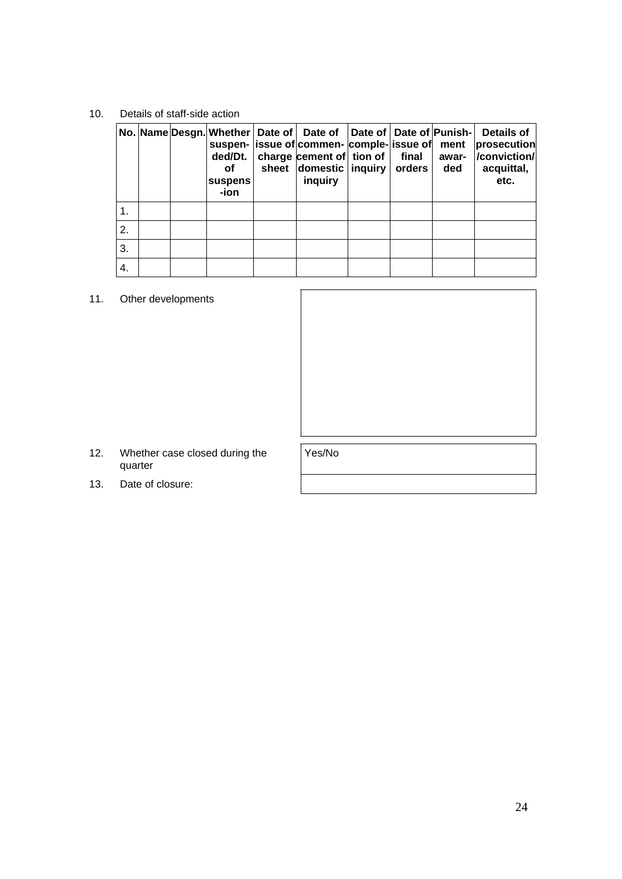10. Details of staff-side action

| No. | Name | Desgn. | Whether suspended/Dt. of suspension | Date of issue of charge sheet | Date of commencement of domestic inquiry | Date of completion of inquiry | Date of issue of final orders | Punishment awarded | Details of prosecution /conviction/ acquittal, etc. |
|---|---|---|---|---|---|---|---|---|---|
| 1. | | | | | | | | | |
| 2. | | | | | | | | | |
| 3. | | | | | | | | | |
| 4. | | | | | | | | | |

11. Other developments

| |
|---|
| |

12. Whether case closed during the quarter

| |
|---|
| Yes/No |

13. Date of closure:

| |
|---|
| |